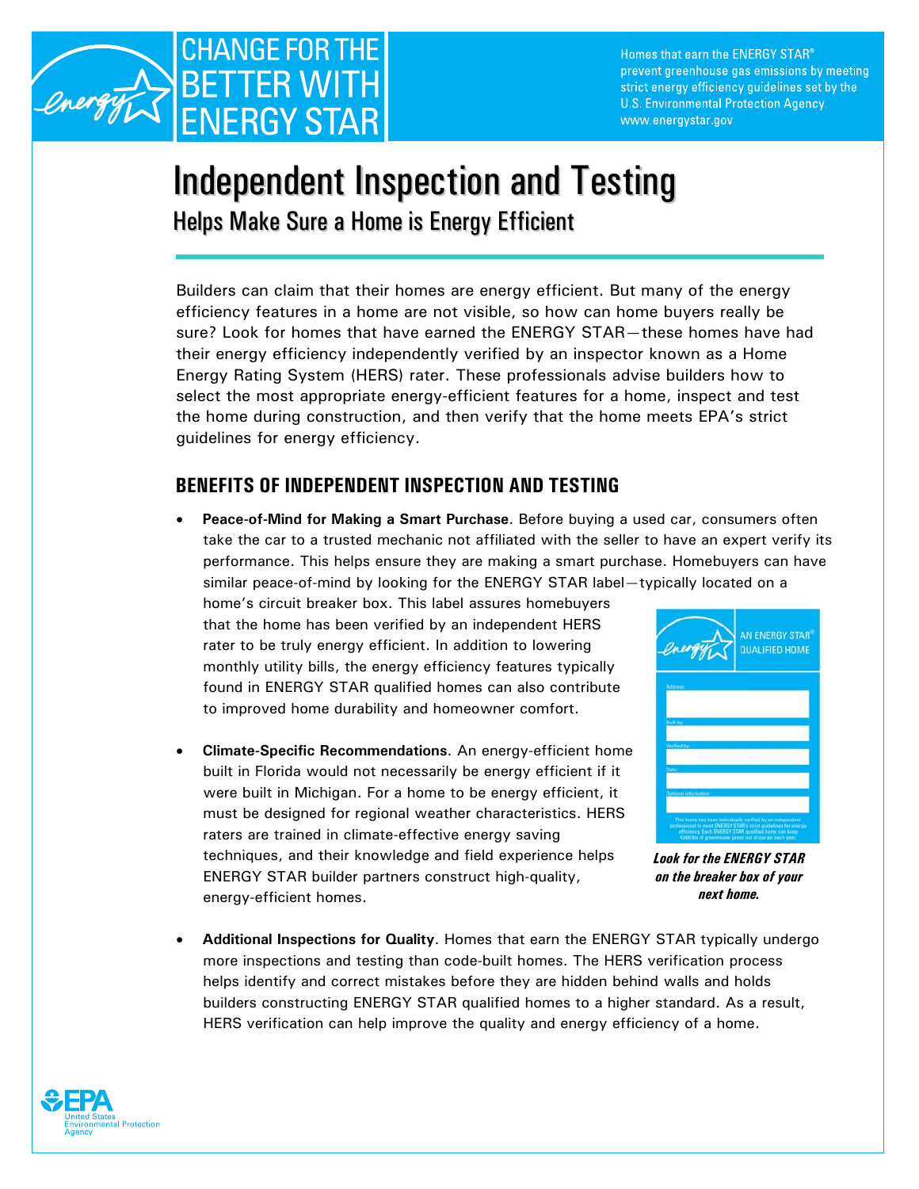# CHANGE FOR THE BETTER WITH ENERGY STAR

Homes that earn the ENERGY STAR® prevent greenhouse gas emissions by meeting strict energy efficiency guidelines set by the U.S. Environmental Protection Agency. www.energystar.gov

# Independent Inspection and Testing

## Helps Make Sure a Home is Energy Efficient

Builders can claim that their homes are energy efficient. But many of the energy efficiency features in a home are not visible, so how can home buyers really be sure? Look for homes that have earned the ENERGY STAR—these homes have had their energy efficiency independently verified by an inspector known as a Home Energy Rating System (HERS) rater. These professionals advise builders how to select the most appropriate energy-efficient features for a home, inspect and test the home during construction, and then verify that the home meets EPA's strict guidelines for energy efficiency.

### BENEFITS OF INDEPENDENT INSPECTION AND TESTING

- **Peace-of-Mind for Making a Smart Purchase**. Before buying a used car, consumers often take the car to a trusted mechanic not affiliated with the seller to have an expert verify its performance. This helps ensure they are making a smart purchase. Homebuyers can have similar peace-of-mind by looking for the ENERGY STAR label—typically located on a home's circuit breaker box. This label assures homebuyers that the home has been verified by an independent HERS rater to be truly energy efficient. In addition to lowering monthly utility bills, the energy efficiency features typically found in ENERGY STAR qualified homes can also contribute to improved home durability and homeowner comfort.

- **Climate-Specific Recommendations**. An energy-efficient home built in Florida would not necessarily be energy efficient if it were built in Michigan. For a home to be energy efficient, it must be designed for regional weather characteristics. HERS raters are trained in climate-effective energy saving techniques, and their knowledge and field experience helps ENERGY STAR builder partners construct high-quality, energy-efficient homes.

*Look for the ENERGY STAR on the breaker box of your next home.*

- **Additional Inspections for Quality**. Homes that earn the ENERGY STAR typically undergo more inspections and testing than code-built homes. The HERS verification process helps identify and correct mistakes before they are hidden behind walls and holds builders constructing ENERGY STAR qualified homes to a higher standard. As a result, HERS verification can help improve the quality and energy efficiency of a home.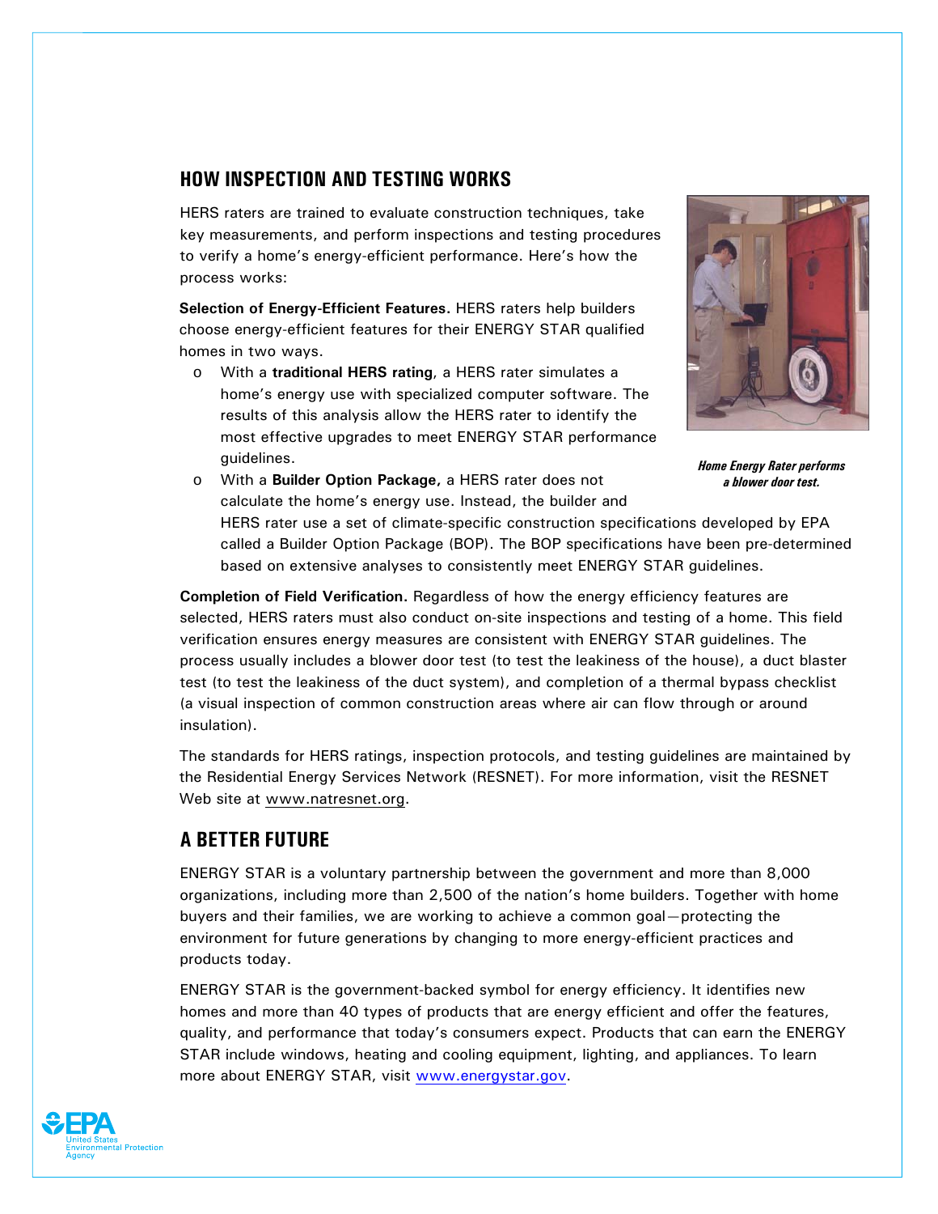## HOW INSPECTION AND TESTING WORKS

HERS raters are trained to evaluate construction techniques, take key measurements, and perform inspections and testing procedures to verify a home's energy-efficient performance. Here's how the process works:

**Selection of Energy-Efficient Features.** HERS raters help builders choose energy-efficient features for their ENERGY STAR qualified homes in two ways.

- With a **traditional HERS rating**, a HERS rater simulates a home's energy use with specialized computer software. The results of this analysis allow the HERS rater to identify the most effective upgrades to meet ENERGY STAR performance guidelines.
- With a **Builder Option Package,** a HERS rater does not calculate the home's energy use. Instead, the builder and HERS rater use a set of climate-specific construction specifications developed by EPA called a Builder Option Package (BOP). The BOP specifications have been pre-determined based on extensive analyses to consistently meet ENERGY STAR guidelines.

*Home Energy Rater performs a blower door test.*

**Completion of Field Verification.** Regardless of how the energy efficiency features are selected, HERS raters must also conduct on-site inspections and testing of a home. This field verification ensures energy measures are consistent with ENERGY STAR guidelines. The process usually includes a blower door test (to test the leakiness of the house), a duct blaster test (to test the leakiness of the duct system), and completion of a thermal bypass checklist (a visual inspection of common construction areas where air can flow through or around insulation).

The standards for HERS ratings, inspection protocols, and testing guidelines are maintained by the Residential Energy Services Network (RESNET). For more information, visit the RESNET Web site at www.natresnet.org.

## A BETTER FUTURE

ENERGY STAR is a voluntary partnership between the government and more than 8,000 organizations, including more than 2,500 of the nation's home builders. Together with home buyers and their families, we are working to achieve a common goal—protecting the environment for future generations by changing to more energy-efficient practices and products today.

ENERGY STAR is the government-backed symbol for energy efficiency. It identifies new homes and more than 40 types of products that are energy efficient and offer the features, quality, and performance that today's consumers expect. Products that can earn the ENERGY STAR include windows, heating and cooling equipment, lighting, and appliances. To learn more about ENERGY STAR, visit www.energystar.gov.

EPA United States Environmental Protection Agency